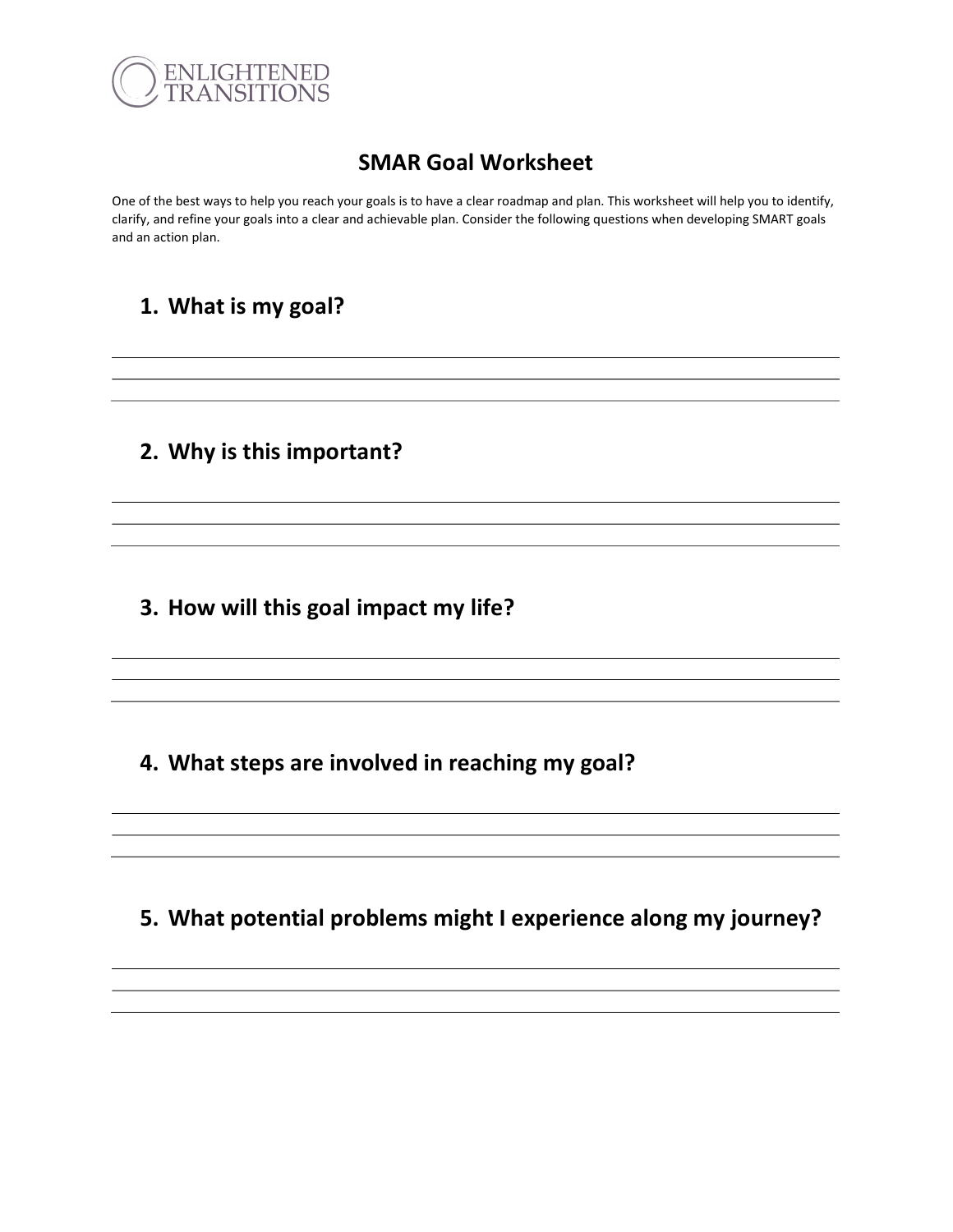ENLIGHTENED TRANSITIONS

# SMAR Goal Worksheet

One of the best ways to help you reach your goals is to have a clear roadmap and plan. This worksheet will help you to identify, clarify, and refine your goals into a clear and achievable plan. Consider the following questions when developing SMART goals and an action plan.

## 1. What is my goal?

______________________________________________________________________

______________________________________________________________________

______________________________________________________________________

## 2. Why is this important?

______________________________________________________________________

______________________________________________________________________

______________________________________________________________________

## 3. How will this goal impact my life?

______________________________________________________________________

______________________________________________________________________

______________________________________________________________________

## 4. What steps are involved in reaching my goal?

______________________________________________________________________

______________________________________________________________________

______________________________________________________________________

## 5. What potential problems might I experience along my journey?

______________________________________________________________________

______________________________________________________________________

______________________________________________________________________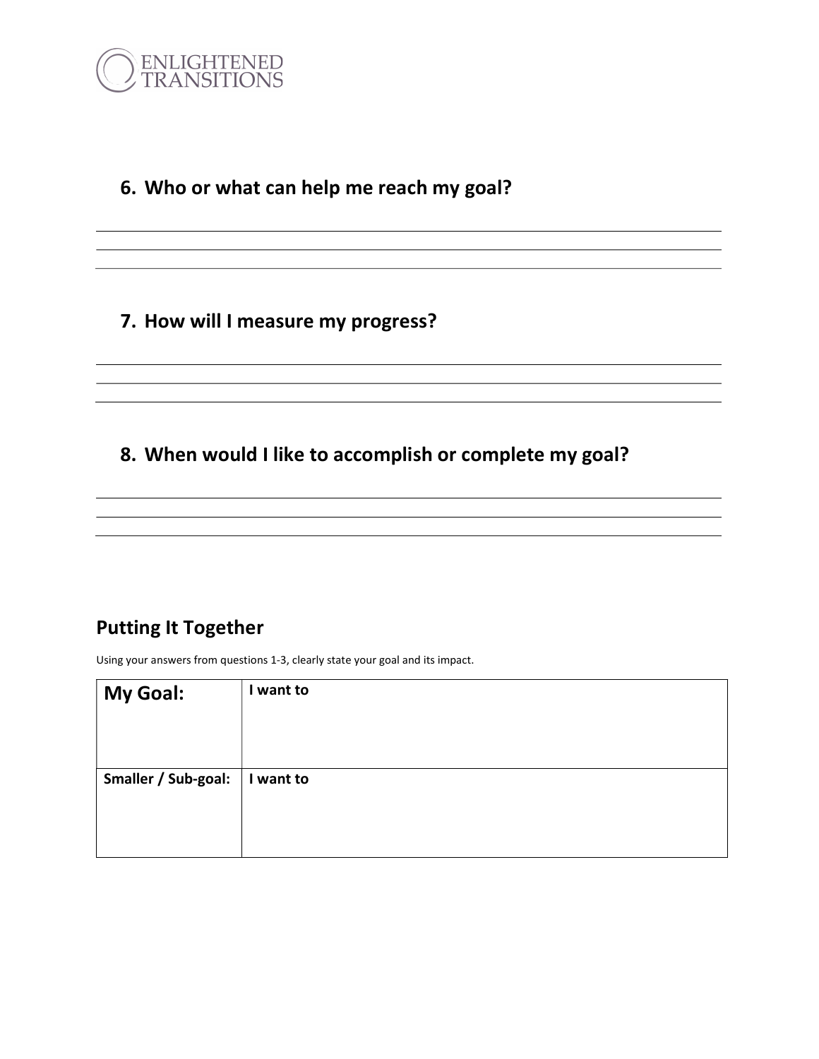6. **Who or what can help me reach my goal?**

7. **How will I measure my progress?**

8. **When would I like to accomplish or complete my goal?**

## Putting It Together

Using your answers from questions 1-3, clearly state your goal and its impact.

| **My Goal:** | **I want to** |
|---|---|
| **Smaller / Sub-goal:** | **I want to** |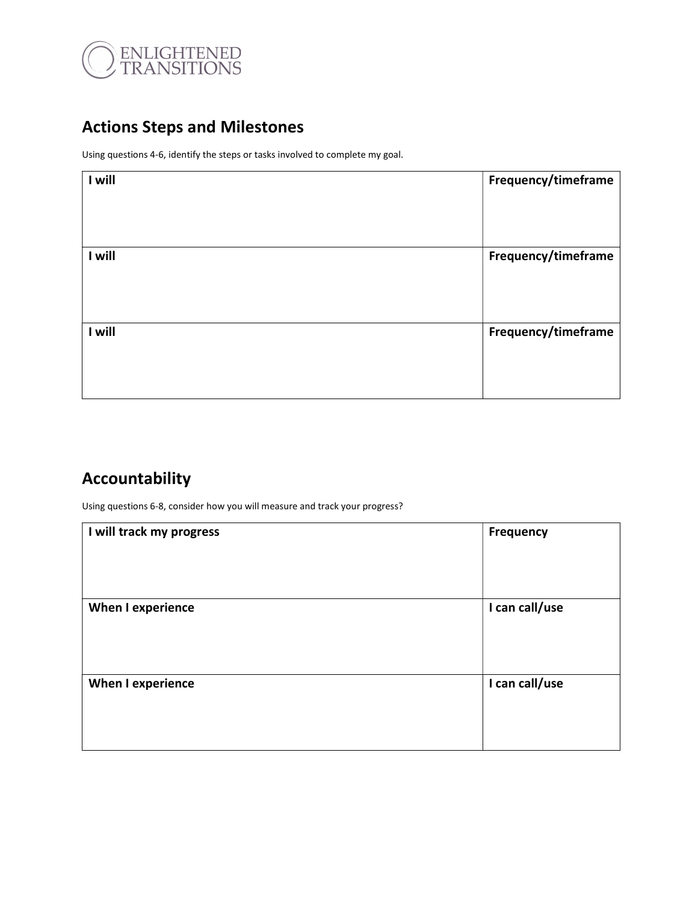## Actions Steps and Milestones

Using questions 4-6, identify the steps or tasks involved to complete my goal.

| **I will** | **Frequency/timeframe** |
|---|---|
| **I will** | **Frequency/timeframe** |
| **I will** | **Frequency/timeframe** |

## Accountability

Using questions 6-8, consider how you will measure and track your progress?

| **I will track my progress** | **Frequency** |
|---|---|
| **When I experience** | **I can call/use** |
| **When I experience** | **I can call/use** |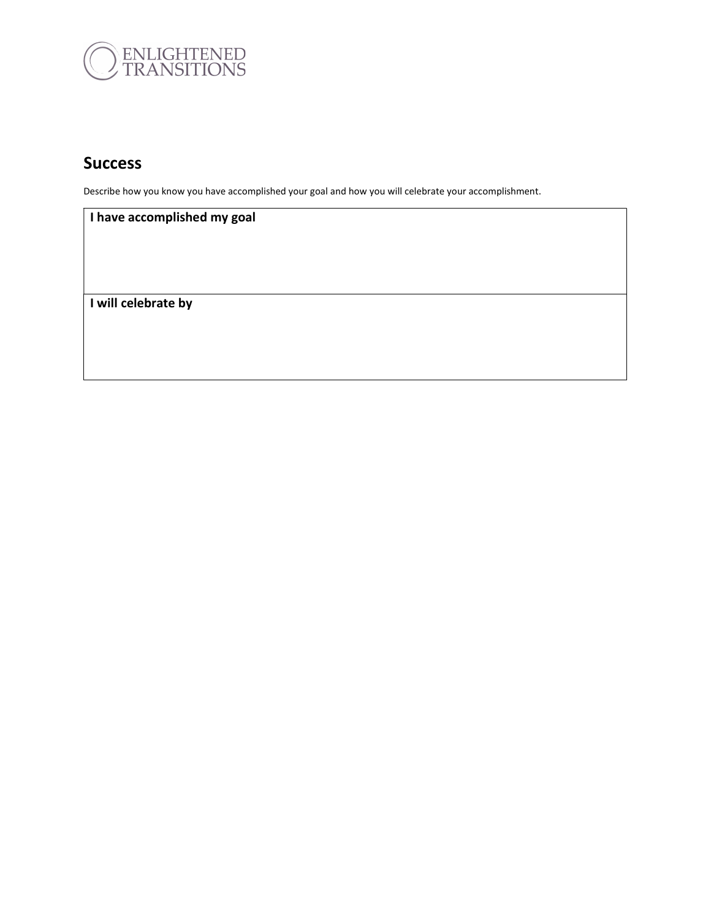ENLIGHTENED TRANSITIONS

## Success

Describe how you know you have accomplished your goal and how you will celebrate your accomplishment.

| |
|---|
| **I have accomplished my goal** |
| **I will celebrate by** |